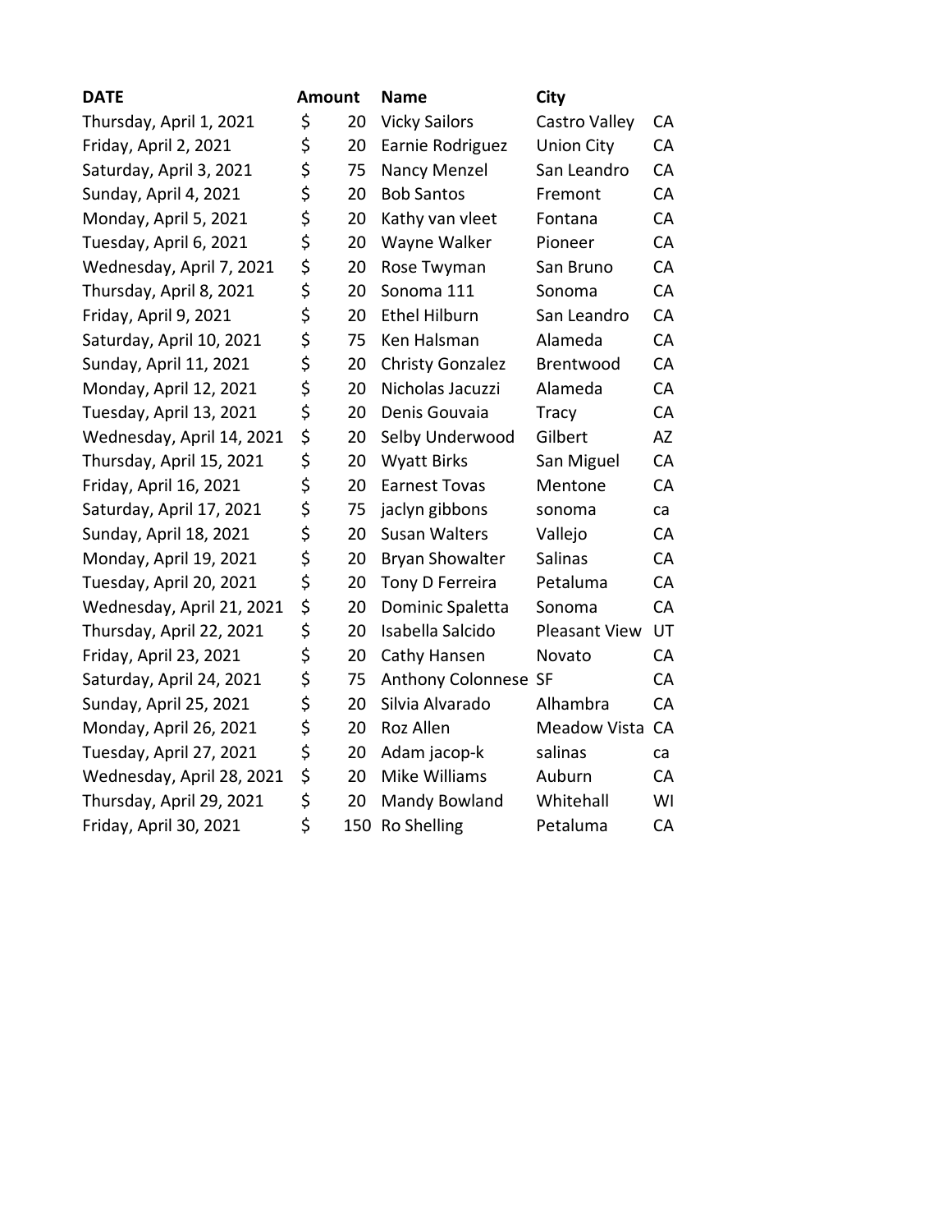| DATE | Amount | Name | City | |
|---|---|---|---|---|
| Thursday, April 1, 2021 | $ 20 | Vicky Sailors | Castro Valley | CA |
| Friday, April 2, 2021 | $ 20 | Earnie Rodriguez | Union City | CA |
| Saturday, April 3, 2021 | $ 75 | Nancy Menzel | San Leandro | CA |
| Sunday, April 4, 2021 | $ 20 | Bob Santos | Fremont | CA |
| Monday, April 5, 2021 | $ 20 | Kathy van vleet | Fontana | CA |
| Tuesday, April 6, 2021 | $ 20 | Wayne Walker | Pioneer | CA |
| Wednesday, April 7, 2021 | $ 20 | Rose Twyman | San Bruno | CA |
| Thursday, April 8, 2021 | $ 20 | Sonoma 111 | Sonoma | CA |
| Friday, April 9, 2021 | $ 20 | Ethel Hilburn | San Leandro | CA |
| Saturday, April 10, 2021 | $ 75 | Ken Halsman | Alameda | CA |
| Sunday, April 11, 2021 | $ 20 | Christy Gonzalez | Brentwood | CA |
| Monday, April 12, 2021 | $ 20 | Nicholas Jacuzzi | Alameda | CA |
| Tuesday, April 13, 2021 | $ 20 | Denis Gouvaia | Tracy | CA |
| Wednesday, April 14, 2021 | $ 20 | Selby Underwood | Gilbert | AZ |
| Thursday, April 15, 2021 | $ 20 | Wyatt Birks | San Miguel | CA |
| Friday, April 16, 2021 | $ 20 | Earnest Tovas | Mentone | CA |
| Saturday, April 17, 2021 | $ 75 | jaclyn gibbons | sonoma | ca |
| Sunday, April 18, 2021 | $ 20 | Susan Walters | Vallejo | CA |
| Monday, April 19, 2021 | $ 20 | Bryan Showalter | Salinas | CA |
| Tuesday, April 20, 2021 | $ 20 | Tony D Ferreira | Petaluma | CA |
| Wednesday, April 21, 2021 | $ 20 | Dominic Spaletta | Sonoma | CA |
| Thursday, April 22, 2021 | $ 20 | Isabella Salcido | Pleasant View | UT |
| Friday, April 23, 2021 | $ 20 | Cathy Hansen | Novato | CA |
| Saturday, April 24, 2021 | $ 75 | Anthony Colonnese | SF | CA |
| Sunday, April 25, 2021 | $ 20 | Silvia Alvarado | Alhambra | CA |
| Monday, April 26, 2021 | $ 20 | Roz Allen | Meadow Vista | CA |
| Tuesday, April 27, 2021 | $ 20 | Adam jacop-k | salinas | ca |
| Wednesday, April 28, 2021 | $ 20 | Mike Williams | Auburn | CA |
| Thursday, April 29, 2021 | $ 20 | Mandy Bowland | Whitehall | WI |
| Friday, April 30, 2021 | $ 150 | Ro Shelling | Petaluma | CA |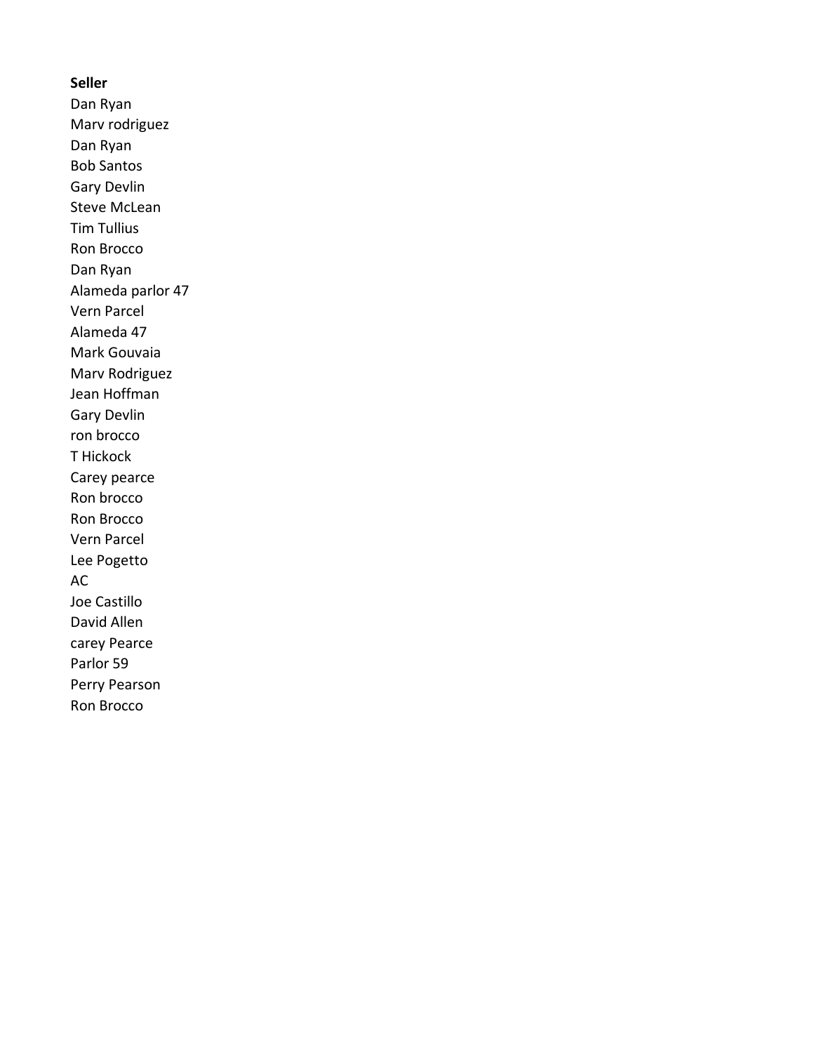**Seller**

Dan Ryan
Marv rodriguez
Dan Ryan
Bob Santos
Gary Devlin
Steve McLean
Tim Tullius
Ron Brocco
Dan Ryan
Alameda parlor 47
Vern Parcel
Alameda 47
Mark Gouvaia
Marv Rodriguez
Jean Hoffman
Gary Devlin
ron brocco
T Hickock
Carey pearce
Ron brocco
Ron Brocco
Vern Parcel
Lee Pogetto
AC
Joe Castillo
David Allen
carey Pearce
Parlor 59
Perry Pearson
Ron Brocco